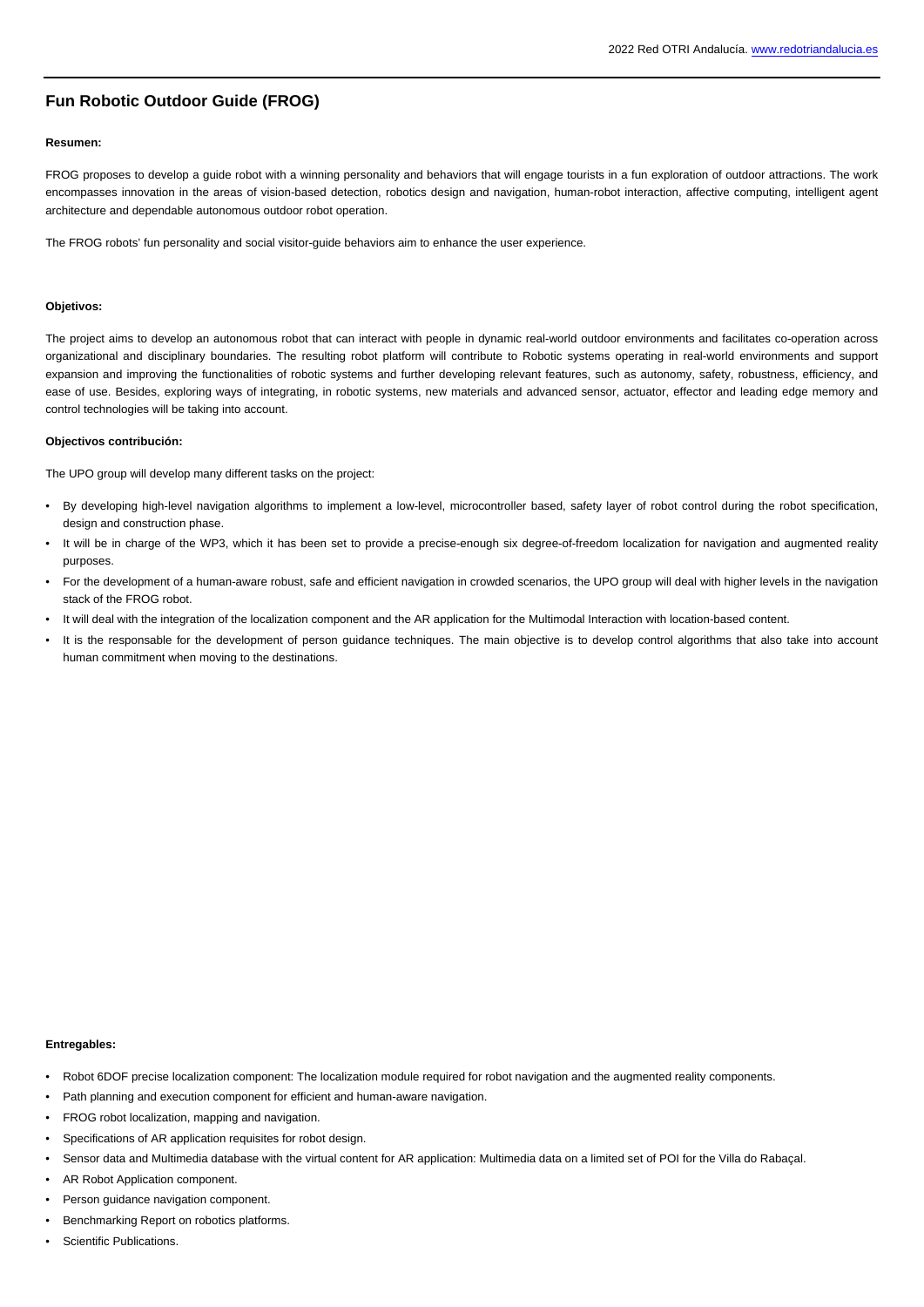# Fun Robotic Outdoor Guide (FROG)

**Resumen:**

FROG proposes to develop a guide robot with a winning personality and behaviors that will engage tourists in a fun exploration of outdoor attractions. The work encompasses innovation in the areas of vision-based detection, robotics design and navigation, human-robot interaction, affective computing, intelligent agent architecture and dependable autonomous outdoor robot operation.

The FROG robots' fun personality and social visitor-guide behaviors aim to enhance the user experience.

**Objetivos:**

The project aims to develop an autonomous robot that can interact with people in dynamic real-world outdoor environments and facilitates co-operation across organizational and disciplinary boundaries. The resulting robot platform will contribute to Robotic systems operating in real-world environments and support expansion and improving the functionalities of robotic systems and further developing relevant features, such as autonomy, safety, robustness, efficiency, and ease of use. Besides, exploring ways of integrating, in robotic systems, new materials and advanced sensor, actuator, effector and leading edge memory and control technologies will be taking into account.

**Objectivos contribución:**

The UPO group will develop many different tasks on the project:

- By developing high-level navigation algorithms to implement a low-level, microcontroller based, safety layer of robot control during the robot specification, design and construction phase.
- It will be in charge of the WP3, which it has been set to provide a precise-enough six degree-of-freedom localization for navigation and augmented reality purposes.
- For the development of a human-aware robust, safe and efficient navigation in crowded scenarios, the UPO group will deal with higher levels in the navigation stack of the FROG robot.
- It will deal with the integration of the localization component and the AR application for the Multimodal Interaction with location-based content.
- It is the responsable for the development of person guidance techniques. The main objective is to develop control algorithms that also take into account human commitment when moving to the destinations.

**Entregables:**

- Robot 6DOF precise localization component: The localization module required for robot navigation and the augmented reality components.
- Path planning and execution component for efficient and human-aware navigation.
- FROG robot localization, mapping and navigation.
- Specifications of AR application requisites for robot design.
- Sensor data and Multimedia database with the virtual content for AR application: Multimedia data on a limited set of POI for the Villa do Rabaçal.
- AR Robot Application component.
- Person guidance navigation component.
- Benchmarking Report on robotics platforms.
- Scientific Publications.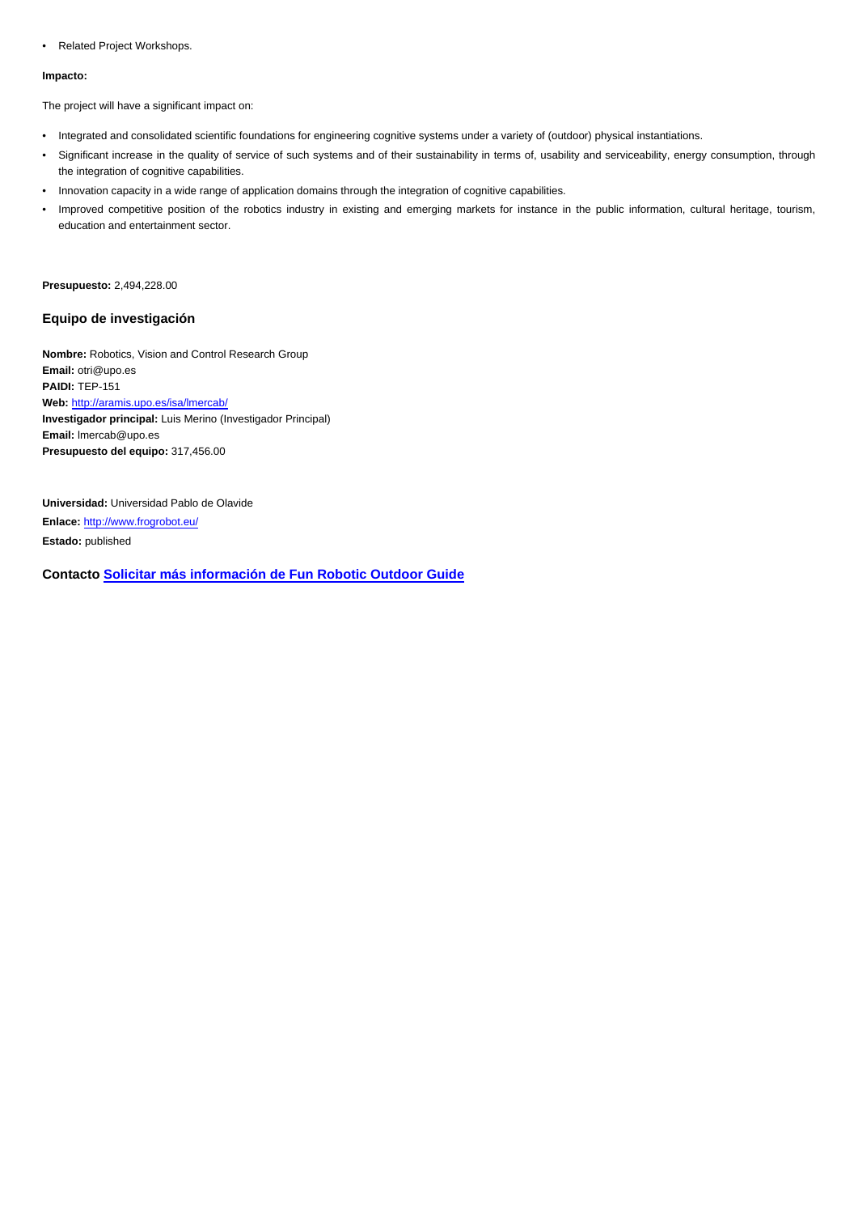- Related Project Workshops.

**Impacto:**

The project will have a significant impact on:

- Integrated and consolidated scientific foundations for engineering cognitive systems under a variety of (outdoor) physical instantiations.
- Significant increase in the quality of service of such systems and of their sustainability in terms of, usability and serviceability, energy consumption, through the integration of cognitive capabilities.
- Innovation capacity in a wide range of application domains through the integration of cognitive capabilities.
- Improved competitive position of the robotics industry in existing and emerging markets for instance in the public information, cultural heritage, tourism, education and entertainment sector.

**Presupuesto:** 2,494,228.00

## Equipo de investigación

**Nombre:** Robotics, Vision and Control Research Group
**Email:** otri@upo.es
**PAIDI:** TEP-151
**Web:** [http://aramis.upo.es/isa/lmercab/](http://aramis.upo.es/isa/lmercab/)
**Investigador principal:** Luis Merino (Investigador Principal)
**Email:** lmercab@upo.es
**Presupuesto del equipo:** 317,456.00

**Universidad:** Universidad Pablo de Olavide
**Enlace:** [http://www.frogrobot.eu/](http://www.frogrobot.eu/)
**Estado:** published

**Contacto [Solicitar más información de Fun Robotic Outdoor Guide]**